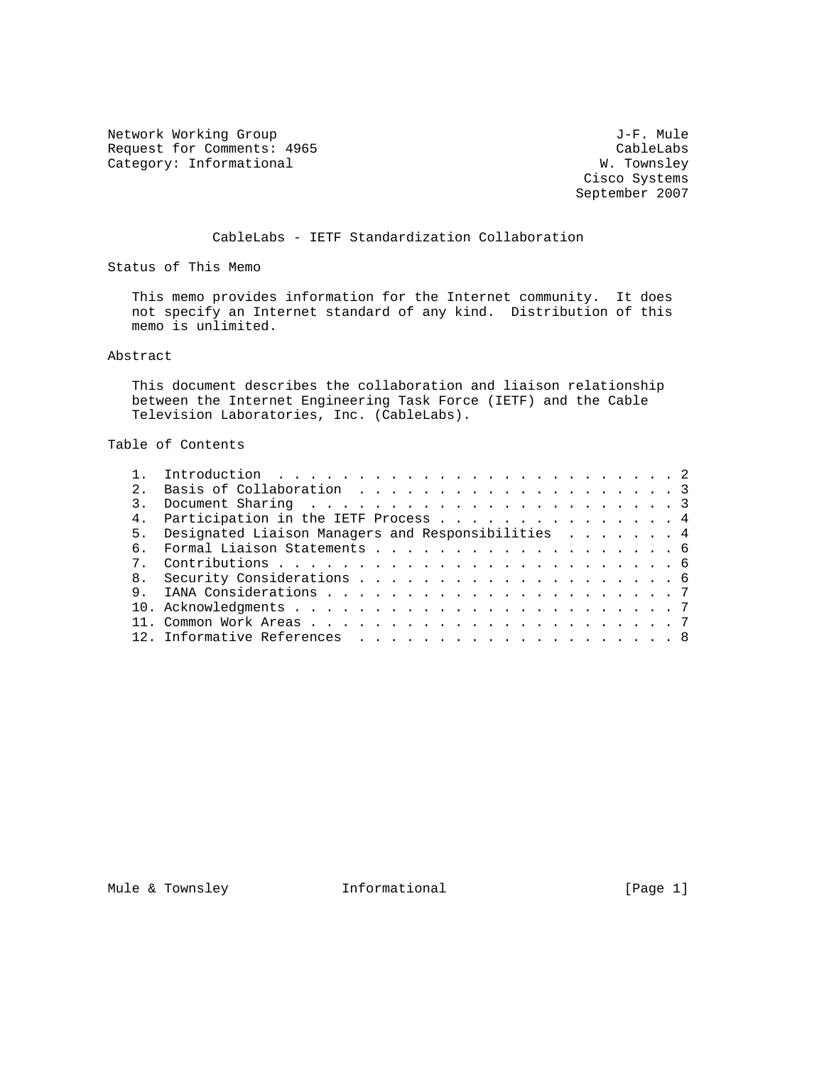Network Working Group J-F. Mule
Request for Comments: 4965 CableLabs
Category: Informational W. Townsley
Cisco Systems
September 2007

# CableLabs - IETF Standardization Collaboration

## Status of This Memo

This memo provides information for the Internet community. It does not specify an Internet standard of any kind. Distribution of this memo is unlimited.

## Abstract

This document describes the collaboration and liaison relationship between the Internet Engineering Task Force (IETF) and the Cable Television Laboratories, Inc. (CableLabs).

## Table of Contents

1. Introduction . . . . . . . . . . . . . . . . . . . . . . . . . . 2
2. Basis of Collaboration . . . . . . . . . . . . . . . . . . . . . 3
3. Document Sharing . . . . . . . . . . . . . . . . . . . . . . . . 3
4. Participation in the IETF Process . . . . . . . . . . . . . . . 4
5. Designated Liaison Managers and Responsibilities . . . . . . . . 4
6. Formal Liaison Statements . . . . . . . . . . . . . . . . . . . 6
7. Contributions . . . . . . . . . . . . . . . . . . . . . . . . . 6
8. Security Considerations . . . . . . . . . . . . . . . . . . . . 6
9. IANA Considerations . . . . . . . . . . . . . . . . . . . . . . 7
10. Acknowledgments . . . . . . . . . . . . . . . . . . . . . . . . 7
11. Common Work Areas . . . . . . . . . . . . . . . . . . . . . . . 7
12. Informative References . . . . . . . . . . . . . . . . . . . . 8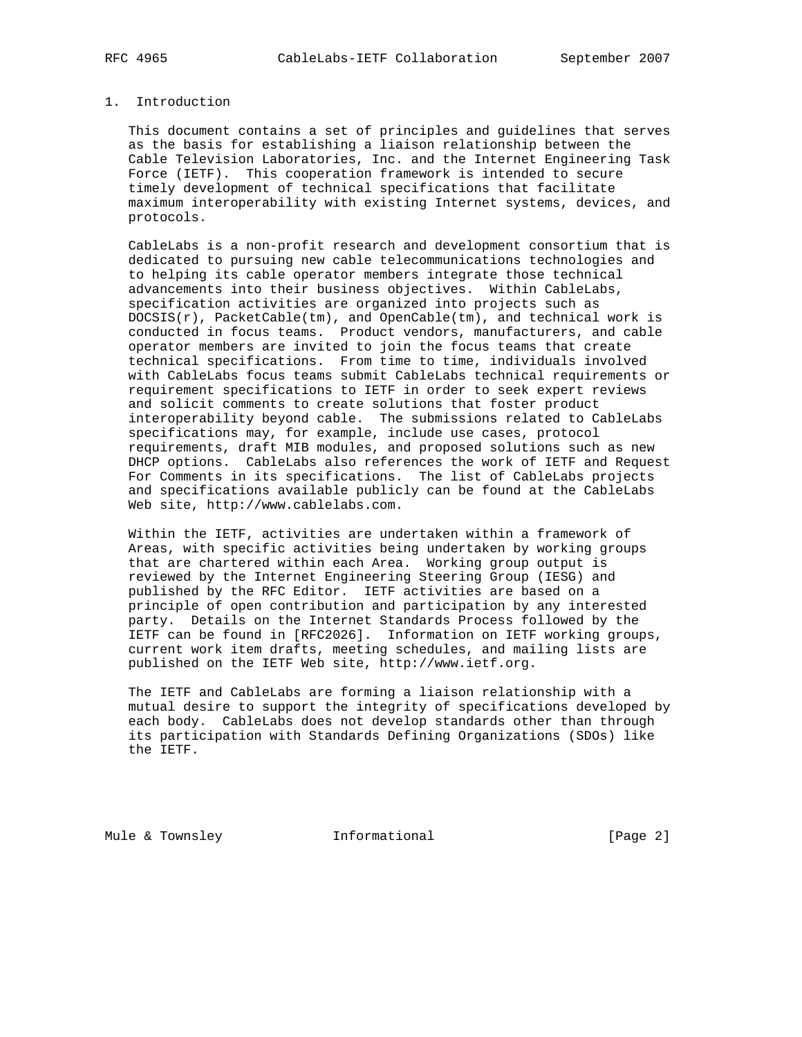## 1. Introduction

This document contains a set of principles and guidelines that serves as the basis for establishing a liaison relationship between the Cable Television Laboratories, Inc. and the Internet Engineering Task Force (IETF). This cooperation framework is intended to secure timely development of technical specifications that facilitate maximum interoperability with existing Internet systems, devices, and protocols.

CableLabs is a non-profit research and development consortium that is dedicated to pursuing new cable telecommunications technologies and to helping its cable operator members integrate those technical advancements into their business objectives. Within CableLabs, specification activities are organized into projects such as DOCSIS(r), PacketCable(tm), and OpenCable(tm), and technical work is conducted in focus teams. Product vendors, manufacturers, and cable operator members are invited to join the focus teams that create technical specifications. From time to time, individuals involved with CableLabs focus teams submit CableLabs technical requirements or requirement specifications to IETF in order to seek expert reviews and solicit comments to create solutions that foster product interoperability beyond cable. The submissions related to CableLabs specifications may, for example, include use cases, protocol requirements, draft MIB modules, and proposed solutions such as new DHCP options. CableLabs also references the work of IETF and Request For Comments in its specifications. The list of CableLabs projects and specifications available publicly can be found at the CableLabs Web site, http://www.cablelabs.com.

Within the IETF, activities are undertaken within a framework of Areas, with specific activities being undertaken by working groups that are chartered within each Area. Working group output is reviewed by the Internet Engineering Steering Group (IESG) and published by the RFC Editor. IETF activities are based on a principle of open contribution and participation by any interested party. Details on the Internet Standards Process followed by the IETF can be found in [RFC2026]. Information on IETF working groups, current work item drafts, meeting schedules, and mailing lists are published on the IETF Web site, http://www.ietf.org.

The IETF and CableLabs are forming a liaison relationship with a mutual desire to support the integrity of specifications developed by each body. CableLabs does not develop standards other than through its participation with Standards Defining Organizations (SDOs) like the IETF.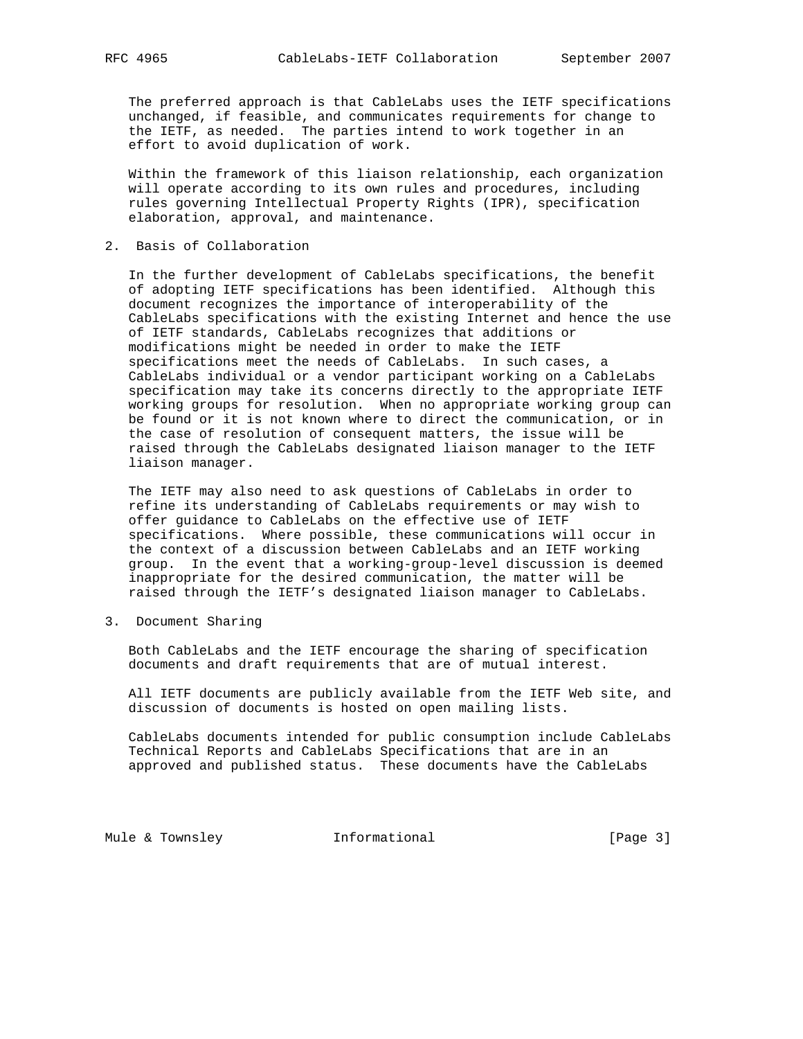The preferred approach is that CableLabs uses the IETF specifications unchanged, if feasible, and communicates requirements for change to the IETF, as needed. The parties intend to work together in an effort to avoid duplication of work.

Within the framework of this liaison relationship, each organization will operate according to its own rules and procedures, including rules governing Intellectual Property Rights (IPR), specification elaboration, approval, and maintenance.

## 2. Basis of Collaboration

In the further development of CableLabs specifications, the benefit of adopting IETF specifications has been identified. Although this document recognizes the importance of interoperability of the CableLabs specifications with the existing Internet and hence the use of IETF standards, CableLabs recognizes that additions or modifications might be needed in order to make the IETF specifications meet the needs of CableLabs. In such cases, a CableLabs individual or a vendor participant working on a CableLabs specification may take its concerns directly to the appropriate IETF working groups for resolution. When no appropriate working group can be found or it is not known where to direct the communication, or in the case of resolution of consequent matters, the issue will be raised through the CableLabs designated liaison manager to the IETF liaison manager.

The IETF may also need to ask questions of CableLabs in order to refine its understanding of CableLabs requirements or may wish to offer guidance to CableLabs on the effective use of IETF specifications. Where possible, these communications will occur in the context of a discussion between CableLabs and an IETF working group. In the event that a working-group-level discussion is deemed inappropriate for the desired communication, the matter will be raised through the IETF's designated liaison manager to CableLabs.

## 3. Document Sharing

Both CableLabs and the IETF encourage the sharing of specification documents and draft requirements that are of mutual interest.

All IETF documents are publicly available from the IETF Web site, and discussion of documents is hosted on open mailing lists.

CableLabs documents intended for public consumption include CableLabs Technical Reports and CableLabs Specifications that are in an approved and published status. These documents have the CableLabs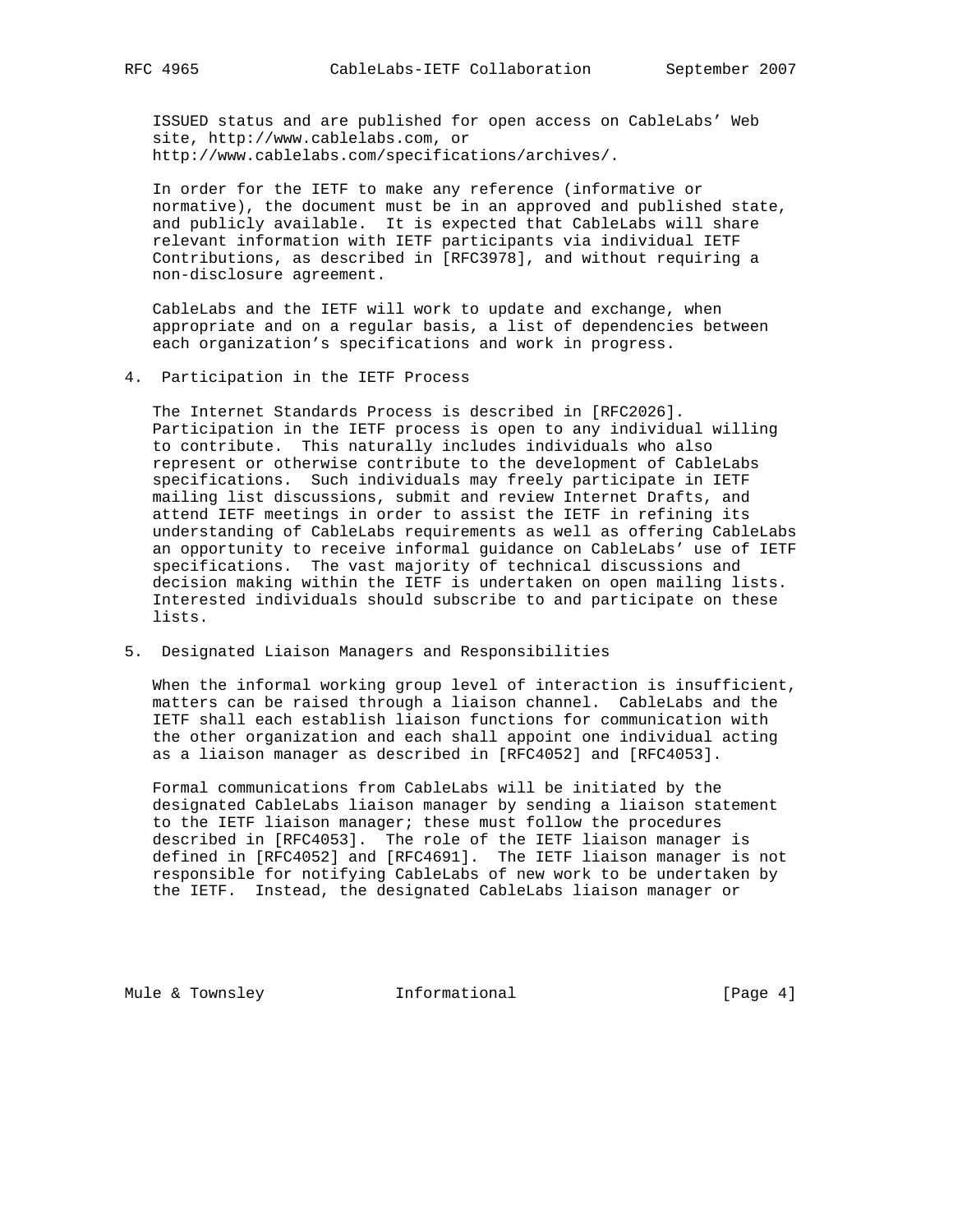ISSUED status and are published for open access on CableLabs' Web site, http://www.cablelabs.com, or http://www.cablelabs.com/specifications/archives/.

In order for the IETF to make any reference (informative or normative), the document must be in an approved and published state, and publicly available. It is expected that CableLabs will share relevant information with IETF participants via individual IETF Contributions, as described in [RFC3978], and without requiring a non-disclosure agreement.

CableLabs and the IETF will work to update and exchange, when appropriate and on a regular basis, a list of dependencies between each organization's specifications and work in progress.

## 4. Participation in the IETF Process

The Internet Standards Process is described in [RFC2026]. Participation in the IETF process is open to any individual willing to contribute. This naturally includes individuals who also represent or otherwise contribute to the development of CableLabs specifications. Such individuals may freely participate in IETF mailing list discussions, submit and review Internet Drafts, and attend IETF meetings in order to assist the IETF in refining its understanding of CableLabs requirements as well as offering CableLabs an opportunity to receive informal guidance on CableLabs' use of IETF specifications. The vast majority of technical discussions and decision making within the IETF is undertaken on open mailing lists. Interested individuals should subscribe to and participate on these lists.

## 5. Designated Liaison Managers and Responsibilities

When the informal working group level of interaction is insufficient, matters can be raised through a liaison channel. CableLabs and the IETF shall each establish liaison functions for communication with the other organization and each shall appoint one individual acting as a liaison manager as described in [RFC4052] and [RFC4053].

Formal communications from CableLabs will be initiated by the designated CableLabs liaison manager by sending a liaison statement to the IETF liaison manager; these must follow the procedures described in [RFC4053]. The role of the IETF liaison manager is defined in [RFC4052] and [RFC4691]. The IETF liaison manager is not responsible for notifying CableLabs of new work to be undertaken by the IETF. Instead, the designated CableLabs liaison manager or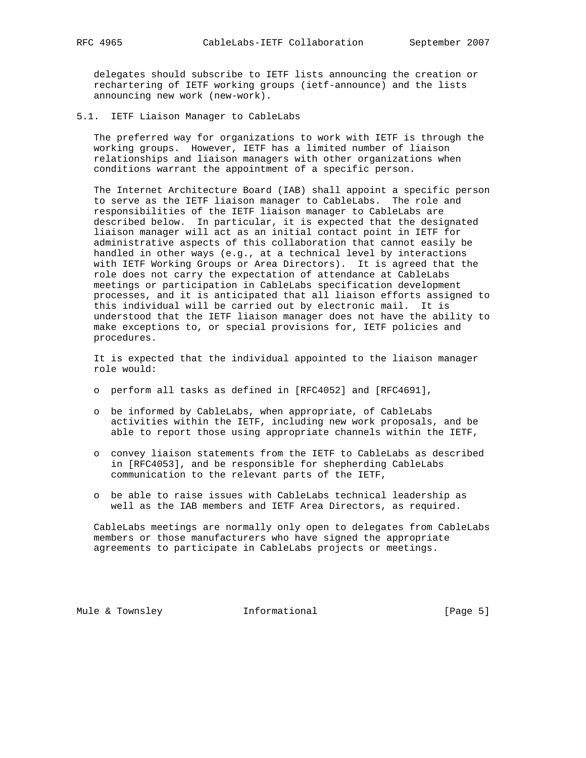delegates should subscribe to IETF lists announcing the creation or rechartering of IETF working groups (ietf-announce) and the lists announcing new work (new-work).

### 5.1. IETF Liaison Manager to CableLabs

The preferred way for organizations to work with IETF is through the working groups. However, IETF has a limited number of liaison relationships and liaison managers with other organizations when conditions warrant the appointment of a specific person.

The Internet Architecture Board (IAB) shall appoint a specific person to serve as the IETF liaison manager to CableLabs. The role and responsibilities of the IETF liaison manager to CableLabs are described below. In particular, it is expected that the designated liaison manager will act as an initial contact point in IETF for administrative aspects of this collaboration that cannot easily be handled in other ways (e.g., at a technical level by interactions with IETF Working Groups or Area Directors). It is agreed that the role does not carry the expectation of attendance at CableLabs meetings or participation in CableLabs specification development processes, and it is anticipated that all liaison efforts assigned to this individual will be carried out by electronic mail. It is understood that the IETF liaison manager does not have the ability to make exceptions to, or special provisions for, IETF policies and procedures.

It is expected that the individual appointed to the liaison manager role would:

- perform all tasks as defined in [RFC4052] and [RFC4691],
- be informed by CableLabs, when appropriate, of CableLabs activities within the IETF, including new work proposals, and be able to report those using appropriate channels within the IETF,
- convey liaison statements from the IETF to CableLabs as described in [RFC4053], and be responsible for shepherding CableLabs communication to the relevant parts of the IETF,
- be able to raise issues with CableLabs technical leadership as well as the IAB members and IETF Area Directors, as required.

CableLabs meetings are normally only open to delegates from CableLabs members or those manufacturers who have signed the appropriate agreements to participate in CableLabs projects or meetings.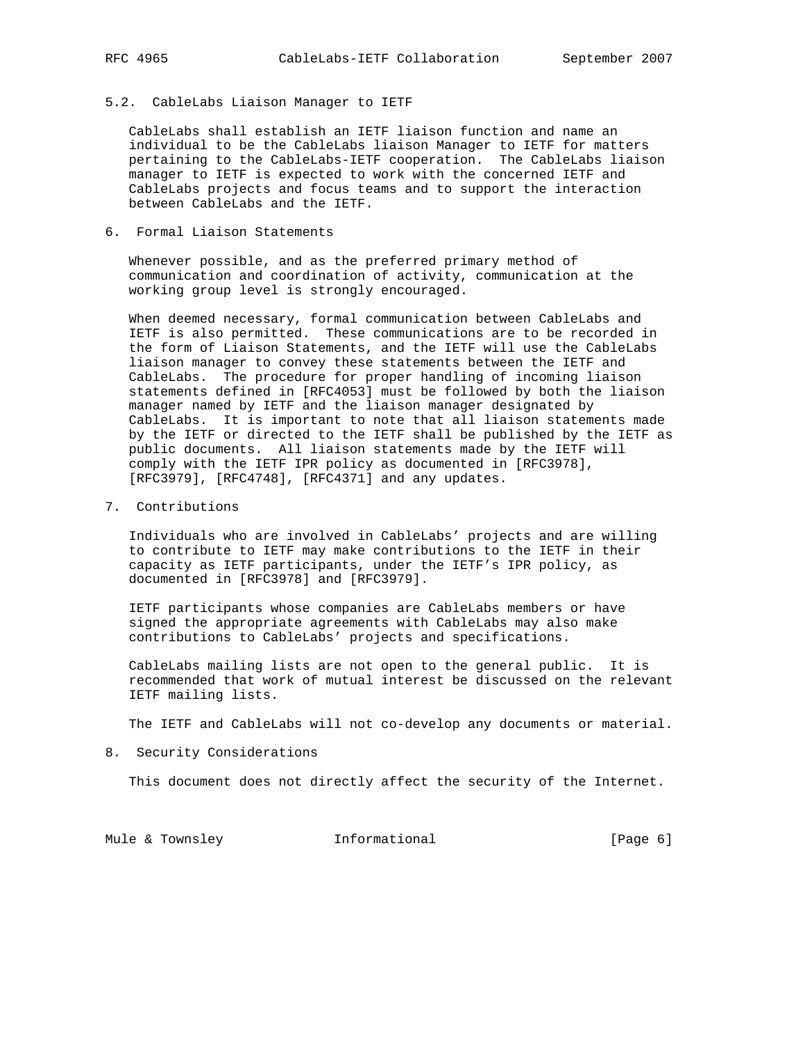### 5.2. CableLabs Liaison Manager to IETF

CableLabs shall establish an IETF liaison function and name an individual to be the CableLabs liaison Manager to IETF for matters pertaining to the CableLabs-IETF cooperation. The CableLabs liaison manager to IETF is expected to work with the concerned IETF and CableLabs projects and focus teams and to support the interaction between CableLabs and the IETF.

## 6. Formal Liaison Statements

Whenever possible, and as the preferred primary method of communication and coordination of activity, communication at the working group level is strongly encouraged.

When deemed necessary, formal communication between CableLabs and IETF is also permitted. These communications are to be recorded in the form of Liaison Statements, and the IETF will use the CableLabs liaison manager to convey these statements between the IETF and CableLabs. The procedure for proper handling of incoming liaison statements defined in [RFC4053] must be followed by both the liaison manager named by IETF and the liaison manager designated by CableLabs. It is important to note that all liaison statements made by the IETF or directed to the IETF shall be published by the IETF as public documents. All liaison statements made by the IETF will comply with the IETF IPR policy as documented in [RFC3978], [RFC3979], [RFC4748], [RFC4371] and any updates.

## 7. Contributions

Individuals who are involved in CableLabs' projects and are willing to contribute to IETF may make contributions to the IETF in their capacity as IETF participants, under the IETF's IPR policy, as documented in [RFC3978] and [RFC3979].

IETF participants whose companies are CableLabs members or have signed the appropriate agreements with CableLabs may also make contributions to CableLabs' projects and specifications.

CableLabs mailing lists are not open to the general public. It is recommended that work of mutual interest be discussed on the relevant IETF mailing lists.

The IETF and CableLabs will not co-develop any documents or material.

## 8. Security Considerations

This document does not directly affect the security of the Internet.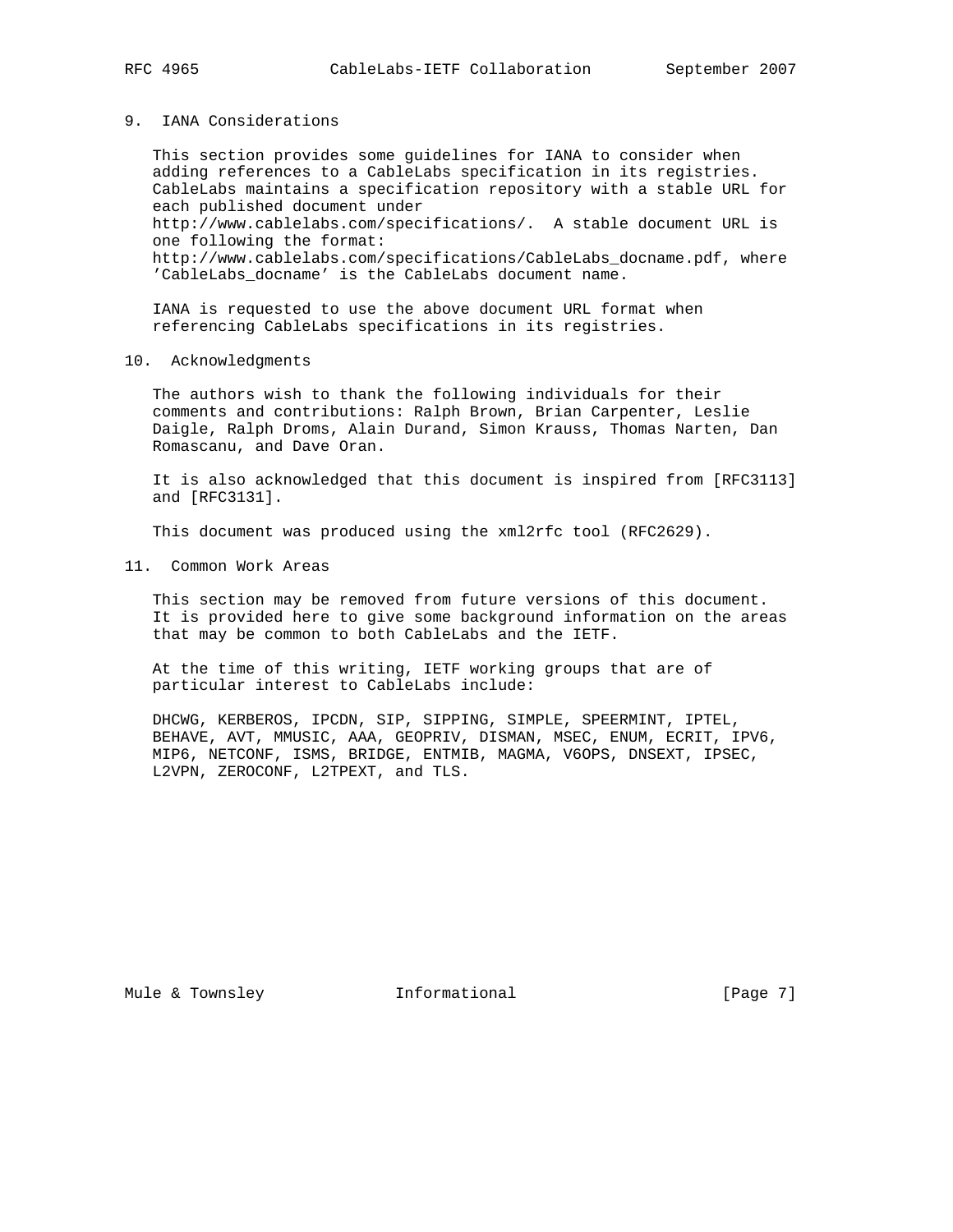## 9. IANA Considerations

This section provides some guidelines for IANA to consider when adding references to a CableLabs specification in its registries. CableLabs maintains a specification repository with a stable URL for each published document under http://www.cablelabs.com/specifications/. A stable document URL is one following the format: http://www.cablelabs.com/specifications/CableLabs_docname.pdf, where 'CableLabs_docname' is the CableLabs document name.

IANA is requested to use the above document URL format when referencing CableLabs specifications in its registries.

## 10. Acknowledgments

The authors wish to thank the following individuals for their comments and contributions: Ralph Brown, Brian Carpenter, Leslie Daigle, Ralph Droms, Alain Durand, Simon Krauss, Thomas Narten, Dan Romascanu, and Dave Oran.

It is also acknowledged that this document is inspired from [RFC3113] and [RFC3131].

This document was produced using the xml2rfc tool (RFC2629).

## 11. Common Work Areas

This section may be removed from future versions of this document. It is provided here to give some background information on the areas that may be common to both CableLabs and the IETF.

At the time of this writing, IETF working groups that are of particular interest to CableLabs include:

DHCWG, KERBEROS, IPCDN, SIP, SIPPING, SIMPLE, SPEERMINT, IPTEL, BEHAVE, AVT, MMUSIC, AAA, GEOPRIV, DISMAN, MSEC, ENUM, ECRIT, IPV6, MIP6, NETCONF, ISMS, BRIDGE, ENTMIB, MAGMA, V6OPS, DNSEXT, IPSEC, L2VPN, ZEROCONF, L2TPEXT, and TLS.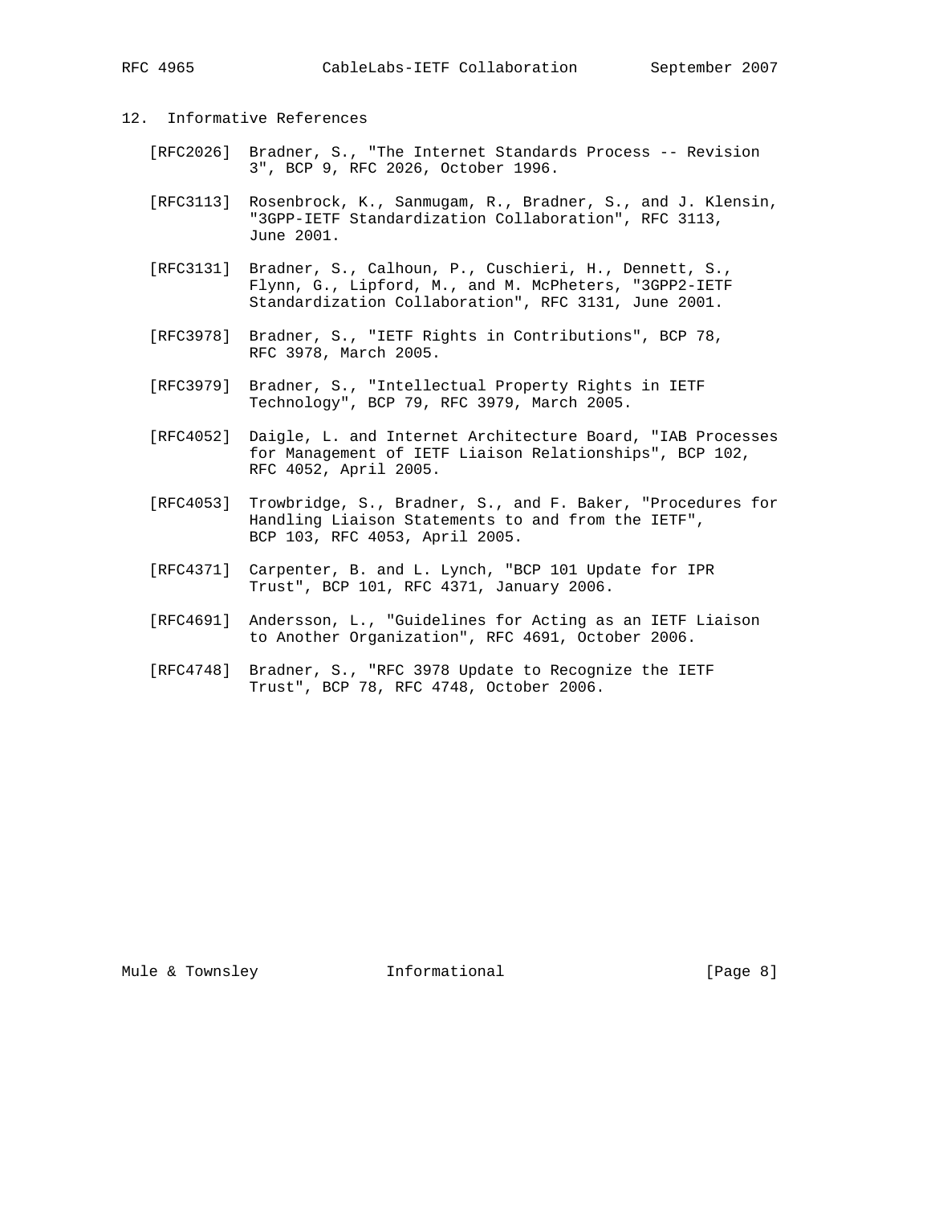## 12. Informative References

[RFC2026] Bradner, S., "The Internet Standards Process -- Revision 3", BCP 9, RFC 2026, October 1996.

[RFC3113] Rosenbrock, K., Sanmugam, R., Bradner, S., and J. Klensin, "3GPP-IETF Standardization Collaboration", RFC 3113, June 2001.

[RFC3131] Bradner, S., Calhoun, P., Cuschieri, H., Dennett, S., Flynn, G., Lipford, M., and M. McPheters, "3GPP2-IETF Standardization Collaboration", RFC 3131, June 2001.

[RFC3978] Bradner, S., "IETF Rights in Contributions", BCP 78, RFC 3978, March 2005.

[RFC3979] Bradner, S., "Intellectual Property Rights in IETF Technology", BCP 79, RFC 3979, March 2005.

[RFC4052] Daigle, L. and Internet Architecture Board, "IAB Processes for Management of IETF Liaison Relationships", BCP 102, RFC 4052, April 2005.

[RFC4053] Trowbridge, S., Bradner, S., and F. Baker, "Procedures for Handling Liaison Statements to and from the IETF", BCP 103, RFC 4053, April 2005.

[RFC4371] Carpenter, B. and L. Lynch, "BCP 101 Update for IPR Trust", BCP 101, RFC 4371, January 2006.

[RFC4691] Andersson, L., "Guidelines for Acting as an IETF Liaison to Another Organization", RFC 4691, October 2006.

[RFC4748] Bradner, S., "RFC 3978 Update to Recognize the IETF Trust", BCP 78, RFC 4748, October 2006.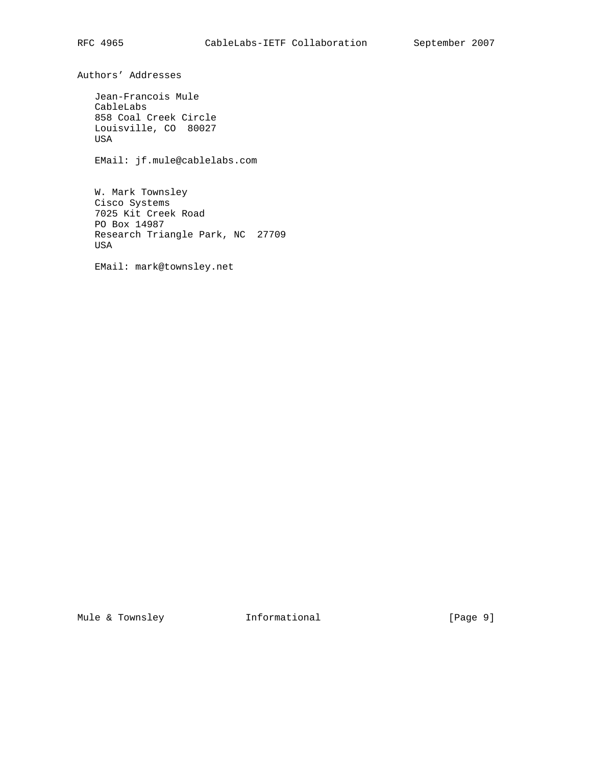## Authors' Addresses

Jean-Francois Mule
CableLabs
858 Coal Creek Circle
Louisville, CO  80027
USA

EMail: jf.mule@cablelabs.com

W. Mark Townsley
Cisco Systems
7025 Kit Creek Road
PO Box 14987
Research Triangle Park, NC  27709
USA

EMail: mark@townsley.net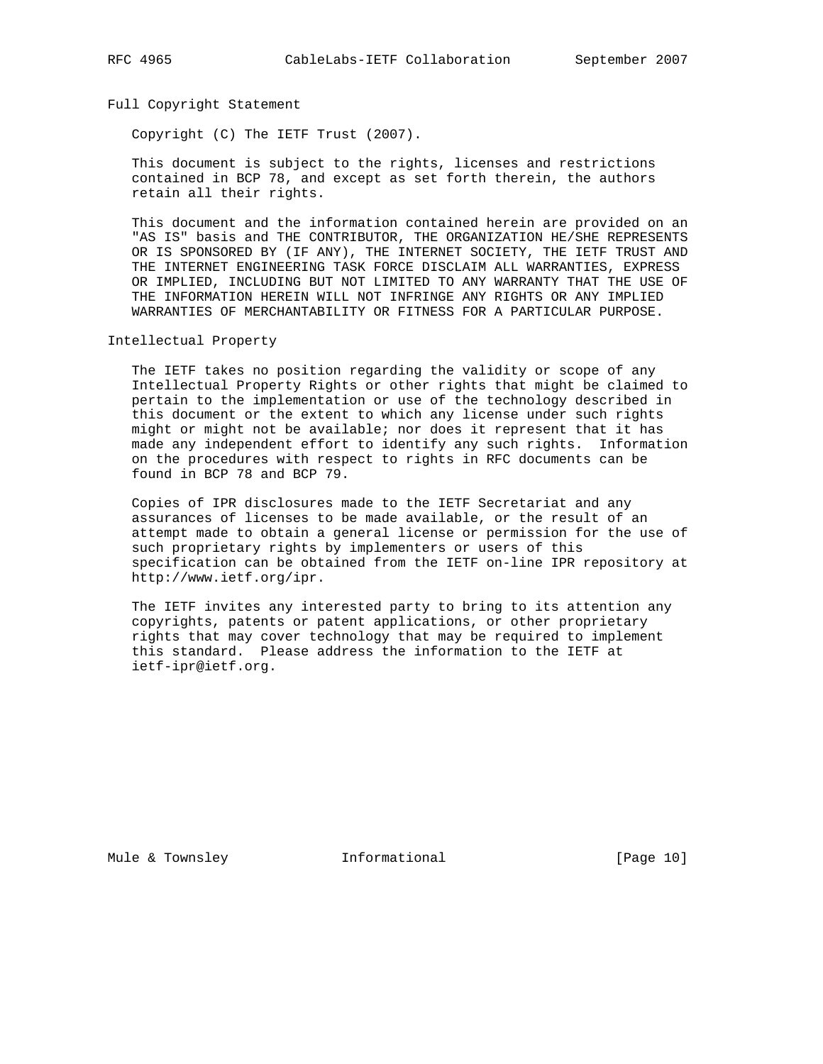## Full Copyright Statement

Copyright (C) The IETF Trust (2007).

This document is subject to the rights, licenses and restrictions contained in BCP 78, and except as set forth therein, the authors retain all their rights.

This document and the information contained herein are provided on an "AS IS" basis and THE CONTRIBUTOR, THE ORGANIZATION HE/SHE REPRESENTS OR IS SPONSORED BY (IF ANY), THE INTERNET SOCIETY, THE IETF TRUST AND THE INTERNET ENGINEERING TASK FORCE DISCLAIM ALL WARRANTIES, EXPRESS OR IMPLIED, INCLUDING BUT NOT LIMITED TO ANY WARRANTY THAT THE USE OF THE INFORMATION HEREIN WILL NOT INFRINGE ANY RIGHTS OR ANY IMPLIED WARRANTIES OF MERCHANTABILITY OR FITNESS FOR A PARTICULAR PURPOSE.

## Intellectual Property

The IETF takes no position regarding the validity or scope of any Intellectual Property Rights or other rights that might be claimed to pertain to the implementation or use of the technology described in this document or the extent to which any license under such rights might or might not be available; nor does it represent that it has made any independent effort to identify any such rights. Information on the procedures with respect to rights in RFC documents can be found in BCP 78 and BCP 79.

Copies of IPR disclosures made to the IETF Secretariat and any assurances of licenses to be made available, or the result of an attempt made to obtain a general license or permission for the use of such proprietary rights by implementers or users of this specification can be obtained from the IETF on-line IPR repository at http://www.ietf.org/ipr.

The IETF invites any interested party to bring to its attention any copyrights, patents or patent applications, or other proprietary rights that may cover technology that may be required to implement this standard. Please address the information to the IETF at ietf-ipr@ietf.org.